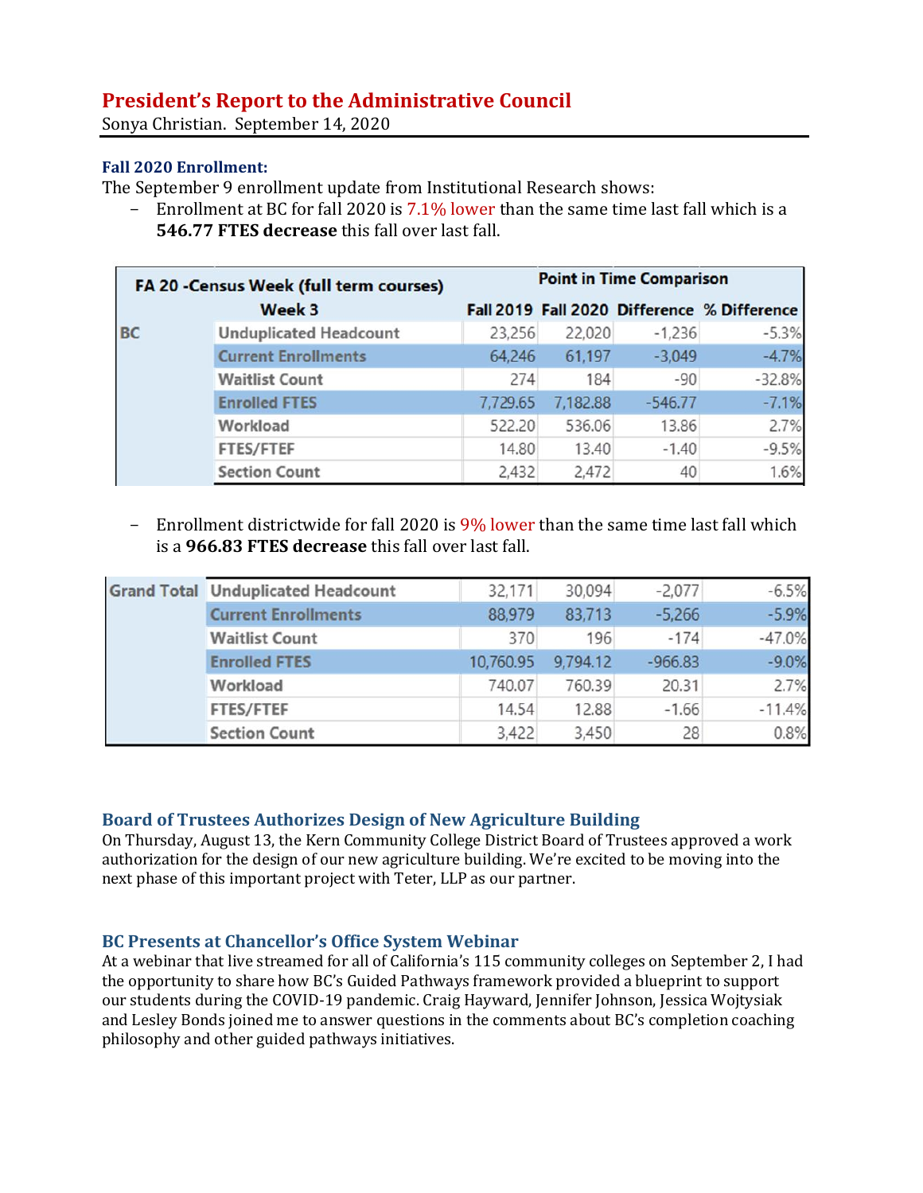# President's Report to the Administrative Council

Sonya Christian. September 14, 2020

### Fall 2020 Enrollment:

The September 9 enrollment update from Institutional Research shows:

- Enrollment at BC for fall 2020 is 7.1% lower than the same time last fall which is a **546.77 FTES decrease** this fall over last fall.

| FA 20 -Census Week (full term courses) | | Point in Time Comparison | | | |
|---|---|---|---|---|---|
| | Week 3 | Fall 2019 | Fall 2020 | Difference | % Difference |
| BC | Unduplicated Headcount | 23,256 | 22,020 | -1,236 | -5.3% |
| | Current Enrollments | 64,246 | 61,197 | -3,049 | -4.7% |
| | Waitlist Count | 274 | 184 | -90 | -32.8% |
| | Enrolled FTES | 7,729.65 | 7,182.88 | -546.77 | -7.1% |
| | Workload | 522.20 | 536.06 | 13.86 | 2.7% |
| | FTES/FTEF | 14.80 | 13.40 | -1.40 | -9.5% |
| | Section Count | 2,432 | 2,472 | 40 | 1.6% |

- Enrollment districtwide for fall 2020 is 9% lower than the same time last fall which is a **966.83 FTES decrease** this fall over last fall.

| Grand Total | Unduplicated Headcount | 32,171 | 30,094 | -2,077 | -6.5% |
|---|---|---|---|---|---|
| | Current Enrollments | 88,979 | 83,713 | -5,266 | -5.9% |
| | Waitlist Count | 370 | 196 | -174 | -47.0% |
| | Enrolled FTES | 10,760.95 | 9,794.12 | -966.83 | -9.0% |
| | Workload | 740.07 | 760.39 | 20.31 | 2.7% |
| | FTES/FTEF | 14.54 | 12.88 | -1.66 | -11.4% |
| | Section Count | 3,422 | 3,450 | 28 | 0.8% |

### Board of Trustees Authorizes Design of New Agriculture Building

On Thursday, August 13, the Kern Community College District Board of Trustees approved a work authorization for the design of our new agriculture building. We're excited to be moving into the next phase of this important project with Teter, LLP as our partner.

### BC Presents at Chancellor's Office System Webinar

At a webinar that live streamed for all of California's 115 community colleges on September 2, I had the opportunity to share how BC's Guided Pathways framework provided a blueprint to support our students during the COVID-19 pandemic. Craig Hayward, Jennifer Johnson, Jessica Wojtysiak and Lesley Bonds joined me to answer questions in the comments about BC's completion coaching philosophy and other guided pathways initiatives.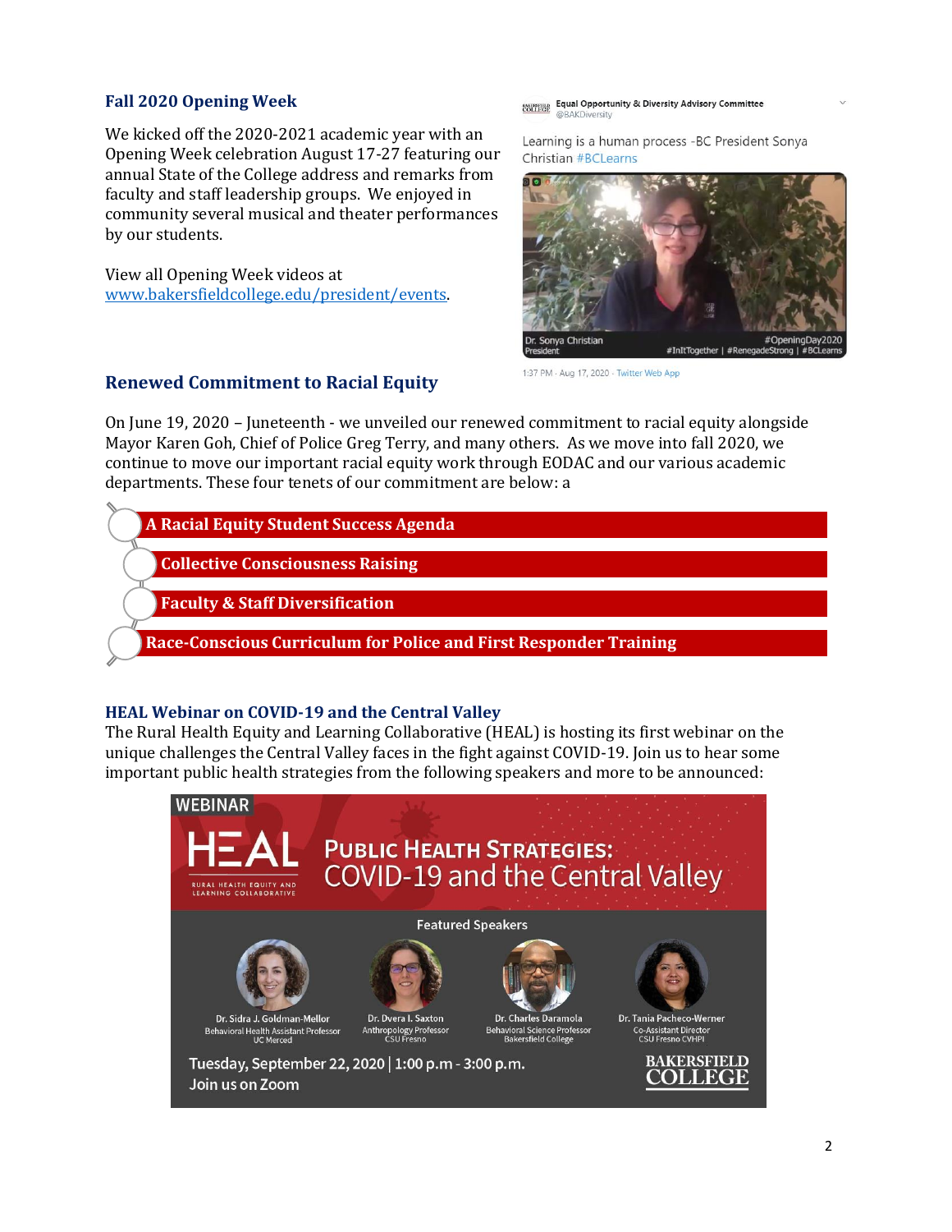### Fall 2020 Opening Week

We kicked off the 2020-2021 academic year with an Opening Week celebration August 17-27 featuring our annual State of the College address and remarks from faculty and staff leadership groups. We enjoyed in community several musical and theater performances by our students.

View all Opening Week videos at [www.bakersfieldcollege.edu/president/events](http://www.bakersfieldcollege.edu/president/events).

Equal Opportunity & Diversity Advisory Committee
@BAKDiversity

Learning is a human process -BC President Sonya Christian #BCLearns

Dr. Sonya Christian
President

#OpeningDay2020
#InItTogether | #RenegadeStrong | #BCLearns

1:37 PM · Aug 17, 2020 · Twitter Web App

### Renewed Commitment to Racial Equity

On June 19, 2020 – Juneteenth - we unveiled our renewed commitment to racial equity alongside Mayor Karen Goh, Chief of Police Greg Terry, and many others. As we move into fall 2020, we continue to move our important racial equity work through EODAC and our various academic departments. These four tenets of our commitment are below: a

- **A Racial Equity Student Success Agenda**
- **Collective Consciousness Raising**
- **Faculty & Staff Diversification**
- **Race-Conscious Curriculum for Police and First Responder Training**

### HEAL Webinar on COVID-19 and the Central Valley

The Rural Health Equity and Learning Collaborative (HEAL) is hosting its first webinar on the unique challenges the Central Valley faces in the fight against COVID-19. Join us to hear some important public health strategies from the following speakers and more to be announced:

WEBINAR

HEAL
RURAL HEALTH EQUITY AND LEARNING COLLABORATIVE

**PUBLIC HEALTH STRATEGIES: COVID-19 and the Central Valley**

Featured Speakers

- Dr. Sidra J. Goldman-Mellor — Behavioral Health Assistant Professor, UC Merced
- Dr. Dvera I. Saxton — Anthropology Professor, CSU Fresno
- Dr. Charles Daramola — Behavioral Science Professor, Bakersfield College
- Dr. Tania Pacheco-Werner — Co-Assistant Director, CSU Fresno CVHPI

Tuesday, September 22, 2020 | 1:00 p.m - 3:00 p.m.
Join us on Zoom

BAKERSFIELD COLLEGE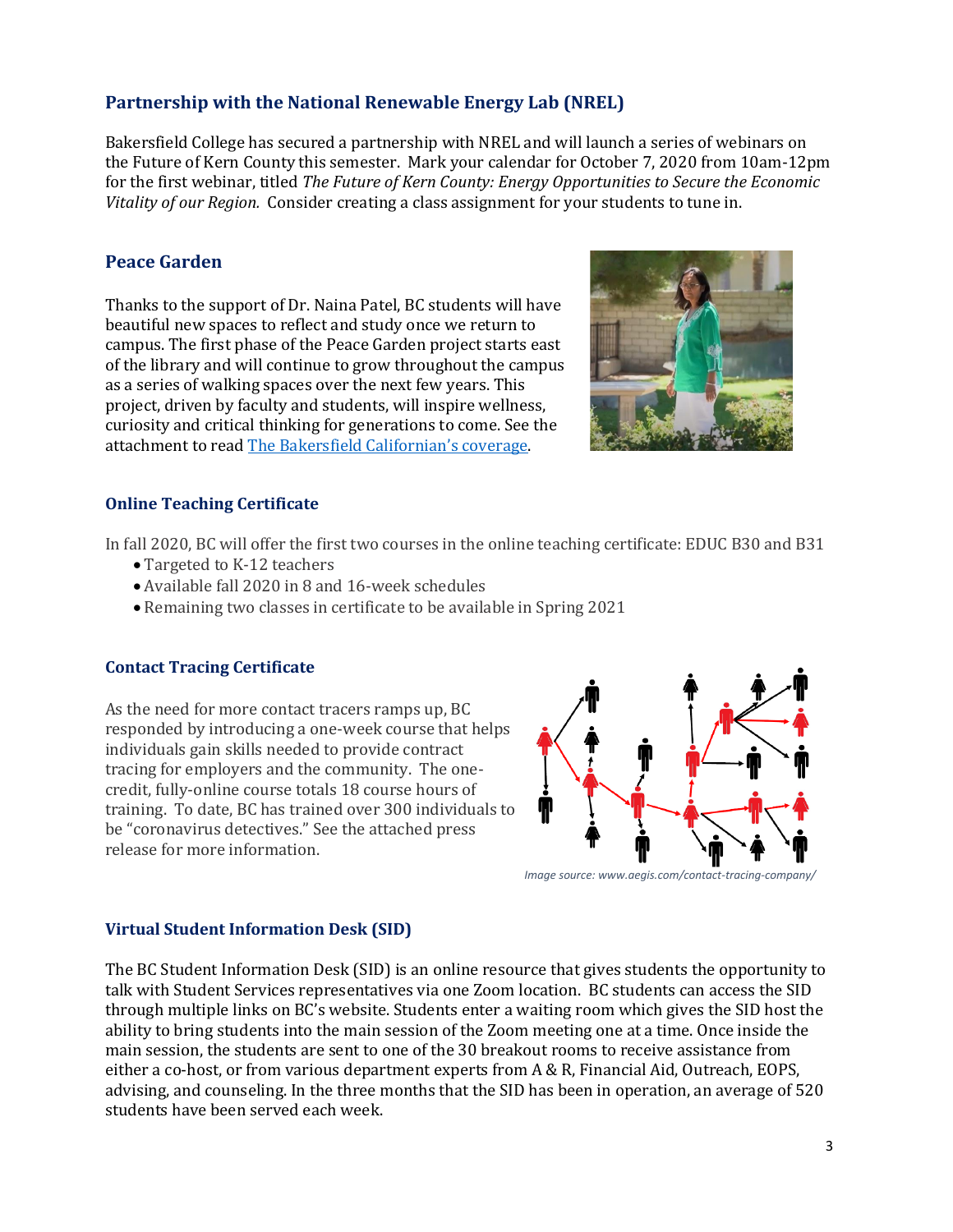## Partnership with the National Renewable Energy Lab (NREL)

Bakersfield College has secured a partnership with NREL and will launch a series of webinars on the Future of Kern County this semester. Mark your calendar for October 7, 2020 from 10am-12pm for the first webinar, titled *The Future of Kern County: Energy Opportunities to Secure the Economic Vitality of our Region.* Consider creating a class assignment for your students to tune in.

## Peace Garden

Thanks to the support of Dr. Naina Patel, BC students will have beautiful new spaces to reflect and study once we return to campus. The first phase of the Peace Garden project starts east of the library and will continue to grow throughout the campus as a series of walking spaces over the next few years. This project, driven by faculty and students, will inspire wellness, curiosity and critical thinking for generations to come. See the attachment to read [The Bakersfield Californian's coverage](The Bakersfield Californian's coverage).

### Online Teaching Certificate

In fall 2020, BC will offer the first two courses in the online teaching certificate: EDUC B30 and B31

- Targeted to K-12 teachers
- Available fall 2020 in 8 and 16-week schedules
- Remaining two classes in certificate to be available in Spring 2021

### Contact Tracing Certificate

As the need for more contact tracers ramps up, BC responded by introducing a one-week course that helps individuals gain skills needed to provide contract tracing for employers and the community. The one-credit, fully-online course totals 18 course hours of training. To date, BC has trained over 300 individuals to be "coronavirus detectives." See the attached press release for more information.

*Image source: www.aegis.com/contact-tracing-company/*

### Virtual Student Information Desk (SID)

The BC Student Information Desk (SID) is an online resource that gives students the opportunity to talk with Student Services representatives via one Zoom location. BC students can access the SID through multiple links on BC's website. Students enter a waiting room which gives the SID host the ability to bring students into the main session of the Zoom meeting one at a time. Once inside the main session, the students are sent to one of the 30 breakout rooms to receive assistance from either a co-host, or from various department experts from A & R, Financial Aid, Outreach, EOPS, advising, and counseling. In the three months that the SID has been in operation, an average of 520 students have been served each week.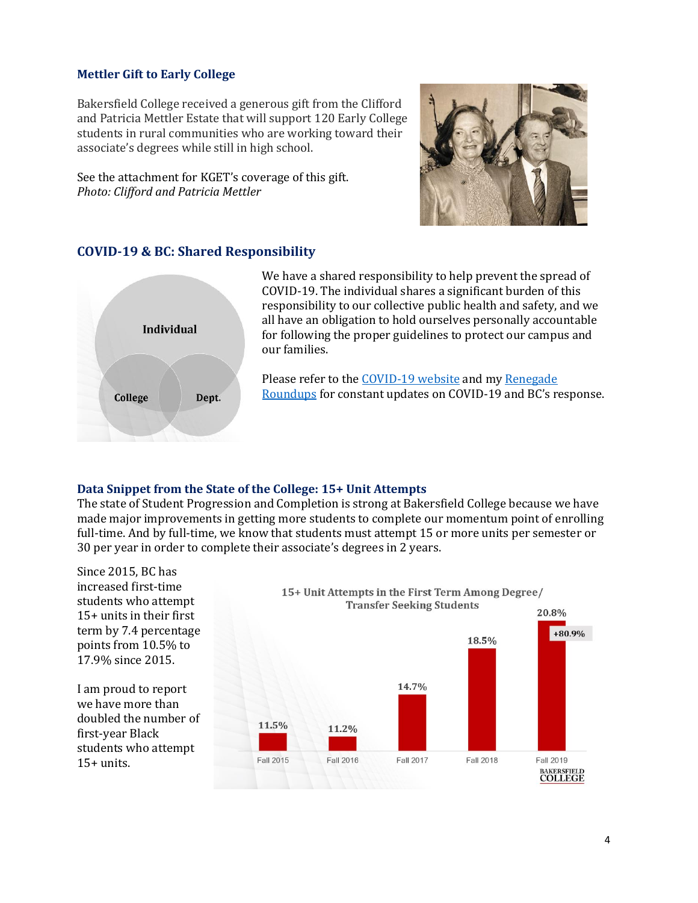### Mettler Gift to Early College

Bakersfield College received a generous gift from the Clifford and Patricia Mettler Estate that will support 120 Early College students in rural communities who are working toward their associate's degrees while still in high school.

See the attachment for KGET's coverage of this gift.
*Photo: Clifford and Patricia Mettler*

### COVID-19 & BC: Shared Responsibility

Individual

College

Dept.

We have a shared responsibility to help prevent the spread of COVID-19. The individual shares a significant burden of this responsibility to our collective public health and safety, and we all have an obligation to hold ourselves personally accountable for following the proper guidelines to protect our campus and our families.

Please refer to the [COVID-19 website] and my [Renegade Roundups] for constant updates on COVID-19 and BC's response.

### Data Snippet from the State of the College: 15+ Unit Attempts

The state of Student Progression and Completion is strong at Bakersfield College because we have made major improvements in getting more students to complete our momentum point of enrolling full-time. And by full-time, we know that students must attempt 15 or more units per semester or 30 per year in order to complete their associate's degrees in 2 years.

Since 2015, BC has increased first-time students who attempt 15+ units in their first term by 7.4 percentage points from 10.5% to 17.9% since 2015.

I am proud to report we have more than doubled the number of first-year Black students who attempt 15+ units.

**15+ Unit Attempts in the First Term Among Degree/ Transfer Seeking Students**

| Fall 2015 | Fall 2016 | Fall 2017 | Fall 2018 | Fall 2019 |
|---|---|---|---|---|
| 11.5% | 11.2% | 14.7% | 18.5% | 20.8% (+80.9%) |

BAKERSFIELD COLLEGE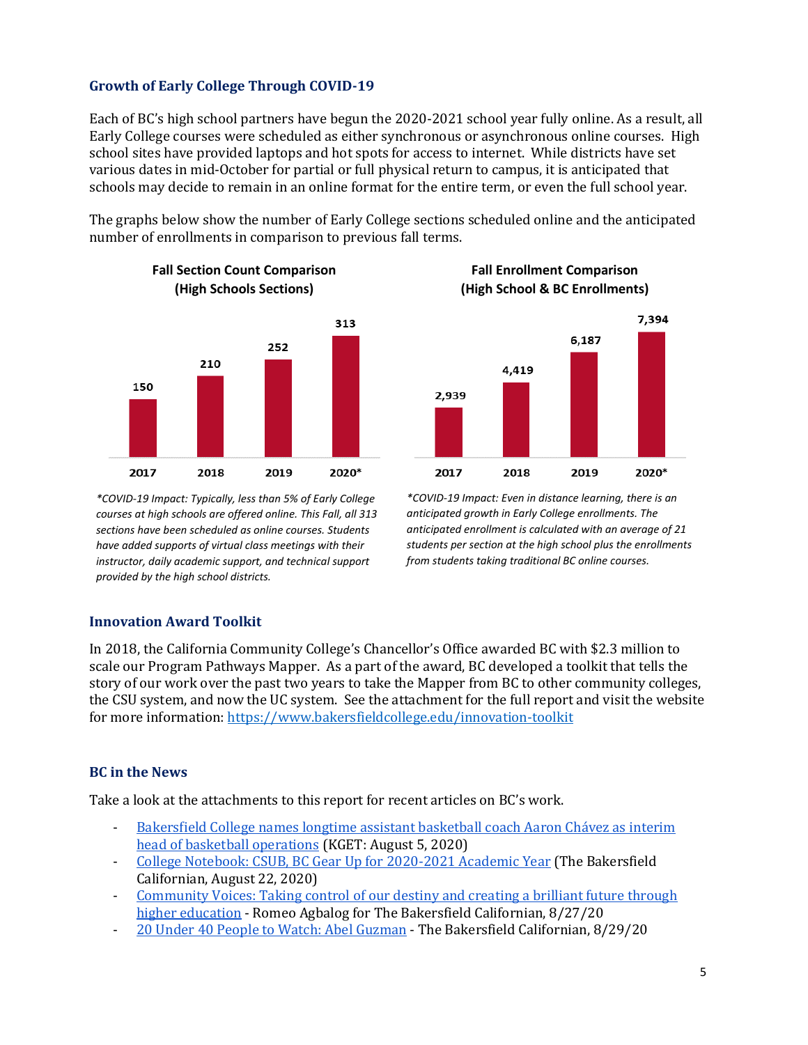### Growth of Early College Through COVID-19

Each of BC's high school partners have begun the 2020-2021 school year fully online. As a result, all Early College courses were scheduled as either synchronous or asynchronous online courses. High school sites have provided laptops and hot spots for access to internet. While districts have set various dates in mid-October for partial or full physical return to campus, it is anticipated that schools may decide to remain in an online format for the entire term, or even the full school year.

The graphs below show the number of Early College sections scheduled online and the anticipated number of enrollments in comparison to previous fall terms.

**Fall Section Count Comparison (High Schools Sections)**

| 2017 | 2018 | 2019 | 2020* |
|---|---|---|---|
| 150 | 210 | 252 | 313 |

*\*COVID-19 Impact: Typically, less than 5% of Early College courses at high schools are offered online. This Fall, all 313 sections have been scheduled as online courses. Students have added supports of virtual class meetings with their instructor, daily academic support, and technical support provided by the high school districts.*

**Fall Enrollment Comparison (High School & BC Enrollments)**

| 2017 | 2018 | 2019 | 2020* |
|---|---|---|---|
| 2,939 | 4,419 | 6,187 | 7,394 |

*\*COVID-19 Impact: Even in distance learning, there is an anticipated growth in Early College enrollments. The anticipated enrollment is calculated with an average of 21 students per section at the high school plus the enrollments from students taking traditional BC online courses.*

### Innovation Award Toolkit

In 2018, the California Community College's Chancellor's Office awarded BC with $2.3 million to scale our Program Pathways Mapper. As a part of the award, BC developed a toolkit that tells the story of our work over the past two years to take the Mapper from BC to other community colleges, the CSU system, and now the UC system. See the attachment for the full report and visit the website for more information: https://www.bakersfieldcollege.edu/innovation-toolkit

### BC in the News

Take a look at the attachments to this report for recent articles on BC's work.

- Bakersfield College names longtime assistant basketball coach Aaron Chávez as interim head of basketball operations (KGET: August 5, 2020)
- College Notebook: CSUB, BC Gear Up for 2020-2021 Academic Year (The Bakersfield Californian, August 22, 2020)
- Community Voices: Taking control of our destiny and creating a brilliant future through higher education - Romeo Agbalog for The Bakersfield Californian, 8/27/20
- 20 Under 40 People to Watch: Abel Guzman - The Bakersfield Californian, 8/29/20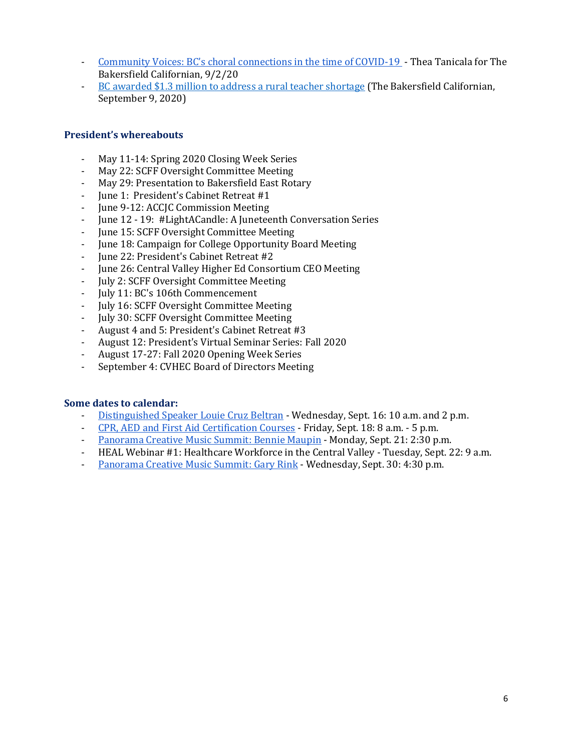- Community Voices: BC's choral connections in the time of COVID-19 - Thea Tanicala for The Bakersfield Californian, 9/2/20
- BC awarded $1.3 million to address a rural teacher shortage (The Bakersfield Californian, September 9, 2020)

### President's whereabouts

- May 11-14: Spring 2020 Closing Week Series
- May 22: SCFF Oversight Committee Meeting
- May 29: Presentation to Bakersfield East Rotary
- June 1: President's Cabinet Retreat #1
- June 9-12: ACCJC Commission Meeting
- June 12 - 19: #LightACandle: A Juneteenth Conversation Series
- June 15: SCFF Oversight Committee Meeting
- June 18: Campaign for College Opportunity Board Meeting
- June 22: President's Cabinet Retreat #2
- June 26: Central Valley Higher Ed Consortium CEO Meeting
- July 2: SCFF Oversight Committee Meeting
- July 11: BC's 106th Commencement
- July 16: SCFF Oversight Committee Meeting
- July 30: SCFF Oversight Committee Meeting
- August 4 and 5: President's Cabinet Retreat #3
- August 12: President's Virtual Seminar Series: Fall 2020
- August 17-27: Fall 2020 Opening Week Series
- September 4: CVHEC Board of Directors Meeting

### Some dates to calendar:

- Distinguished Speaker Louie Cruz Beltran - Wednesday, Sept. 16: 10 a.m. and 2 p.m.
- CPR, AED and First Aid Certification Courses - Friday, Sept. 18: 8 a.m. - 5 p.m.
- Panorama Creative Music Summit: Bennie Maupin - Monday, Sept. 21: 2:30 p.m.
- HEAL Webinar #1: Healthcare Workforce in the Central Valley - Tuesday, Sept. 22: 9 a.m.
- Panorama Creative Music Summit: Gary Rink - Wednesday, Sept. 30: 4:30 p.m.